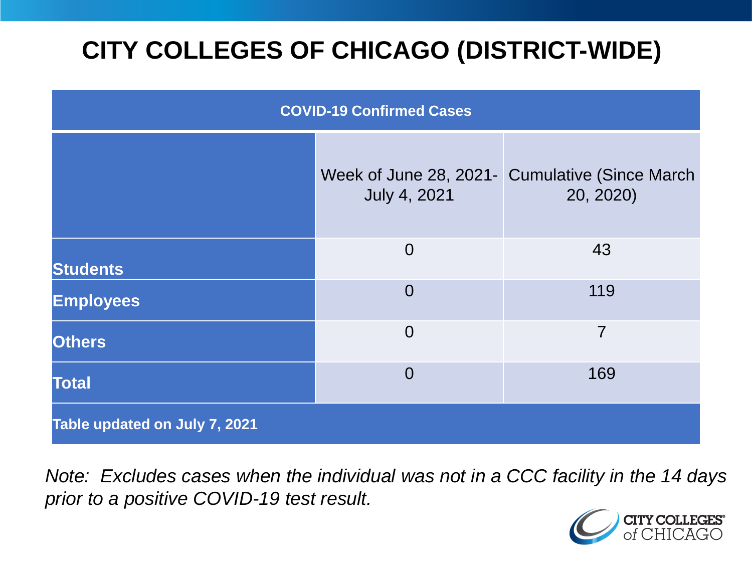# CITY COLLEGES OF CHICAGO (DISTRICT-WIDE)

| COVID-19 Confirmed Cases | | |
|---|---|---|
| | Week of June 28, 2021- July 4, 2021 | Cumulative (Since March 20, 2020) |
| **Students** | 0 | 43 |
| **Employees** | 0 | 119 |
| **Others** | 0 | 7 |
| **Total** | 0 | 169 |
| **Table updated on July 7, 2021** | | |

*Note: Excludes cases when the individual was not in a CCC facility in the 14 days prior to a positive COVID-19 test result.*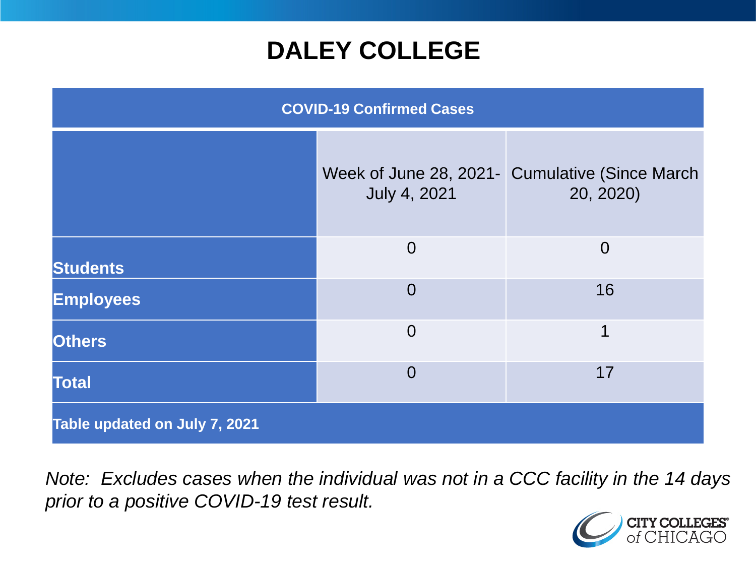# DALEY COLLEGE

| COVID-19 Confirmed Cases | | |
|---|---|---|
| | Week of June 28, 2021- July 4, 2021 | Cumulative (Since March 20, 2020) |
| **Students** | 0 | 0 |
| **Employees** | 0 | 16 |
| **Others** | 0 | 1 |
| **Total** | 0 | 17 |
| **Table updated on July 7, 2021** | | |

*Note: Excludes cases when the individual was not in a CCC facility in the 14 days prior to a positive COVID-19 test result.*

CITY COLLEGES of CHICAGO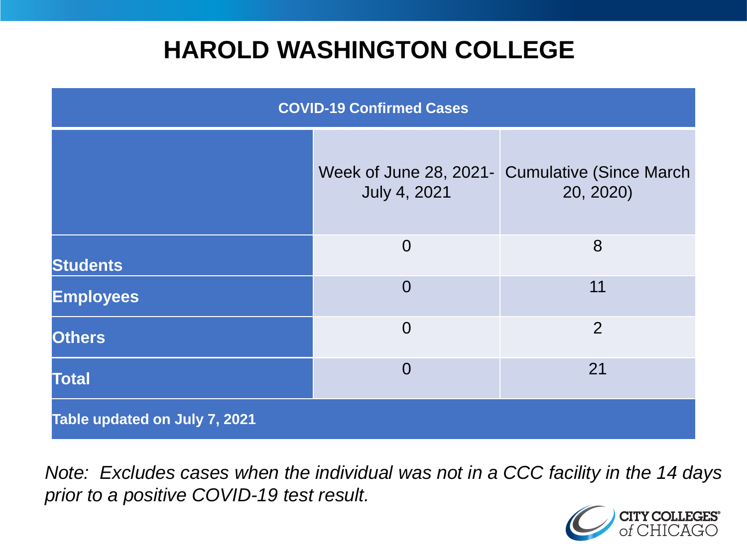# HAROLD WASHINGTON COLLEGE

| COVID-19 Confirmed Cases | | |
|---|---|---|
| | Week of June 28, 2021- July 4, 2021 | Cumulative (Since March 20, 2020) |
| **Students** | 0 | 8 |
| **Employees** | 0 | 11 |
| **Others** | 0 | 2 |
| **Total** | 0 | 21 |
| **Table updated on July 7, 2021** | | |

*Note: Excludes cases when the individual was not in a CCC facility in the 14 days prior to a positive COVID-19 test result.*

CITY COLLEGES of CHICAGO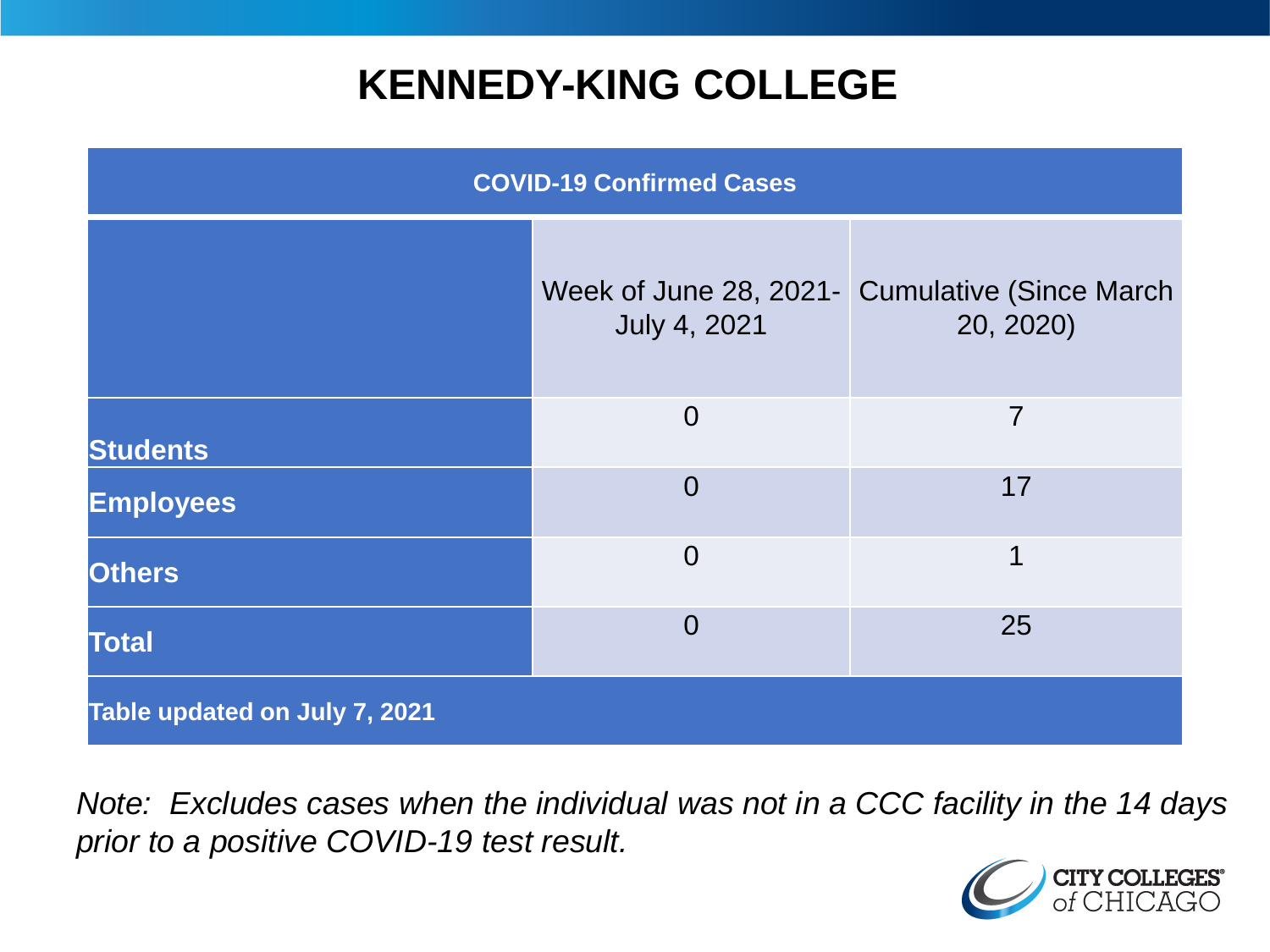# KENNEDY-KING COLLEGE

| COVID-19 Confirmed Cases | | |
|---|---|---|
| | Week of June 28, 2021- July 4, 2021 | Cumulative (Since March 20, 2020) |
| **Students** | 0 | 7 |
| **Employees** | 0 | 17 |
| **Others** | 0 | 1 |
| **Total** | 0 | 25 |
| **Table updated on July 7, 2021** | | |

*Note: Excludes cases when the individual was not in a CCC facility in the 14 days prior to a positive COVID-19 test result.*

CITY COLLEGES of CHICAGO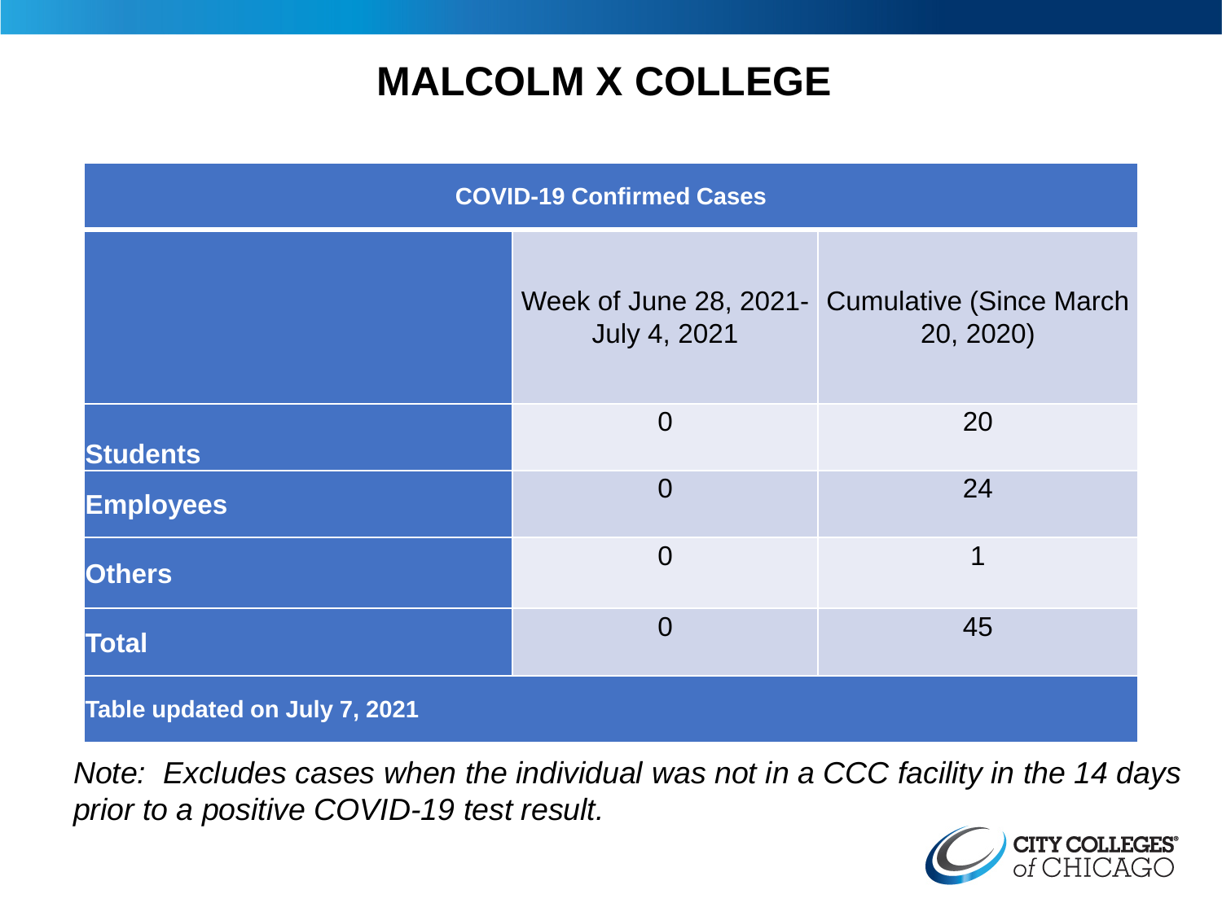# MALCOLM X COLLEGE

| COVID-19 Confirmed Cases | | |
|---|---|---|
| | Week of June 28, 2021- July 4, 2021 | Cumulative (Since March 20, 2020) |
| **Students** | 0 | 20 |
| **Employees** | 0 | 24 |
| **Others** | 0 | 1 |
| **Total** | 0 | 45 |

**Table updated on July 7, 2021**

*Note: Excludes cases when the individual was not in a CCC facility in the 14 days prior to a positive COVID-19 test result.*

CITY COLLEGES of CHICAGO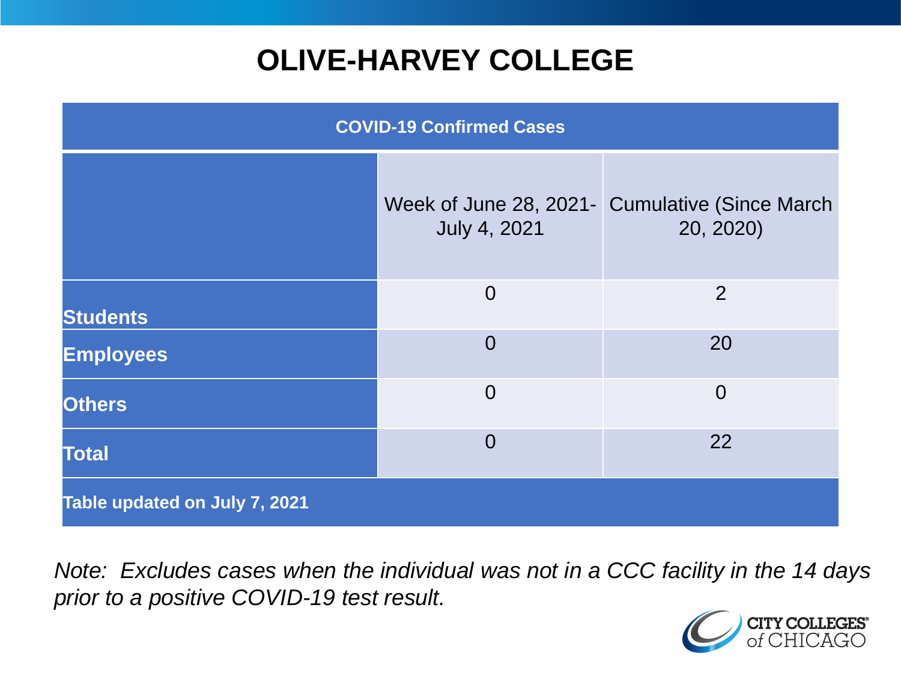# OLIVE-HARVEY COLLEGE

| COVID-19 Confirmed Cases | | |
|---|---|---|
| | Week of June 28, 2021- July 4, 2021 | Cumulative (Since March 20, 2020) |
| **Students** | 0 | 2 |
| **Employees** | 0 | 20 |
| **Others** | 0 | 0 |
| **Total** | 0 | 22 |
| **Table updated on July 7, 2021** | | |

*Note: Excludes cases when the individual was not in a CCC facility in the 14 days prior to a positive COVID-19 test result.*

CITY COLLEGES of CHICAGO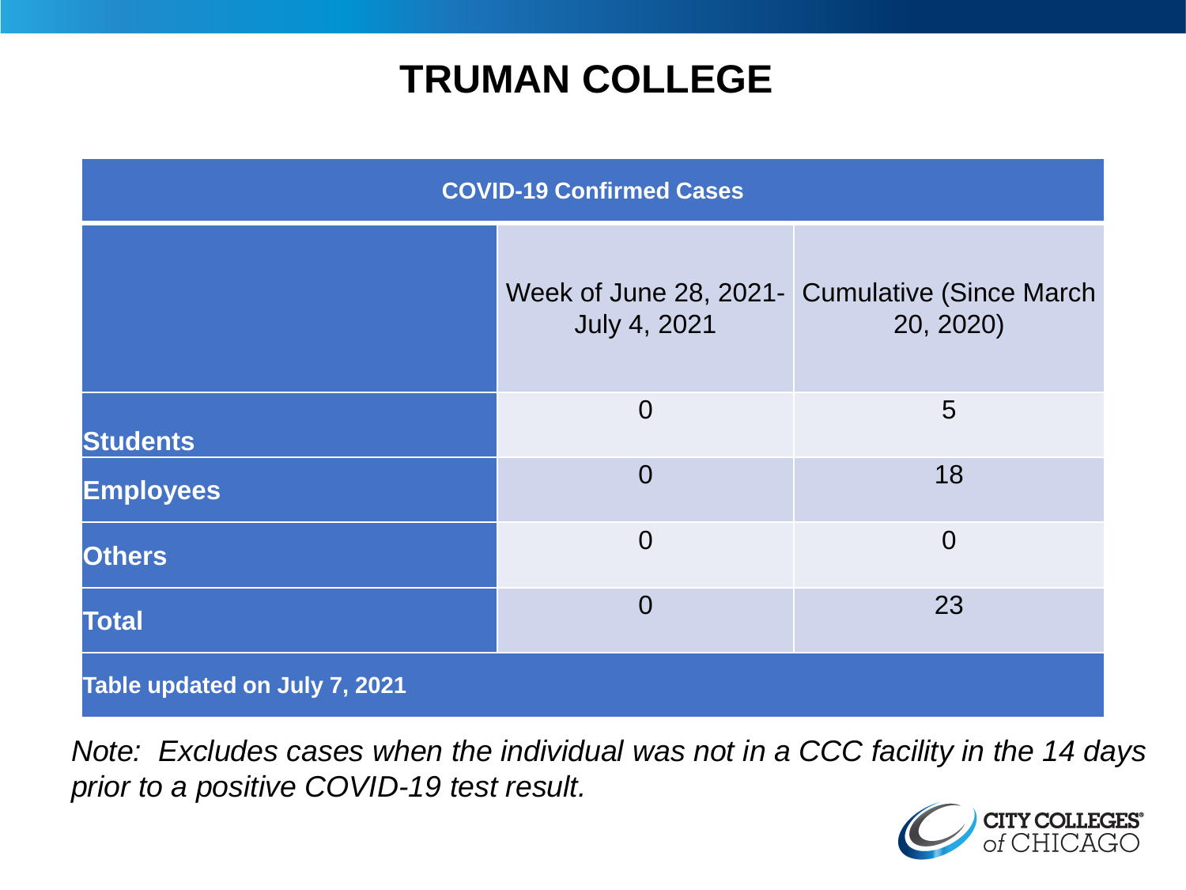# TRUMAN COLLEGE

| COVID-19 Confirmed Cases | | |
|---|---|---|
| | Week of June 28, 2021- July 4, 2021 | Cumulative (Since March 20, 2020) |
| **Students** | 0 | 5 |
| **Employees** | 0 | 18 |
| **Others** | 0 | 0 |
| **Total** | 0 | 23 |
| **Table updated on July 7, 2021** | | |

*Note: Excludes cases when the individual was not in a CCC facility in the 14 days prior to a positive COVID-19 test result.*

CITY COLLEGES of CHICAGO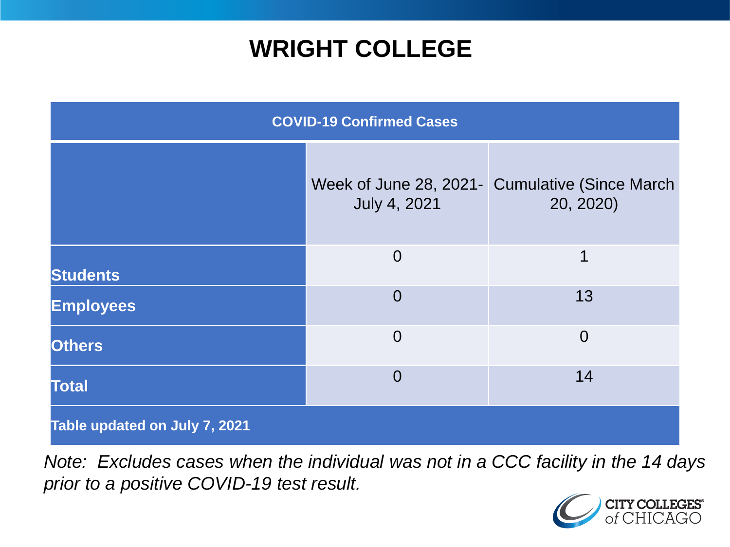# WRIGHT COLLEGE

| COVID-19 Confirmed Cases | | |
|---|---|---|
| | Week of June 28, 2021-July 4, 2021 | Cumulative (Since March 20, 2020) |
| **Students** | 0 | 1 |
| **Employees** | 0 | 13 |
| **Others** | 0 | 0 |
| **Total** | 0 | 14 |
| **Table updated on July 7, 2021** | | |

*Note: Excludes cases when the individual was not in a CCC facility in the 14 days prior to a positive COVID-19 test result.*

CITY COLLEGES of CHICAGO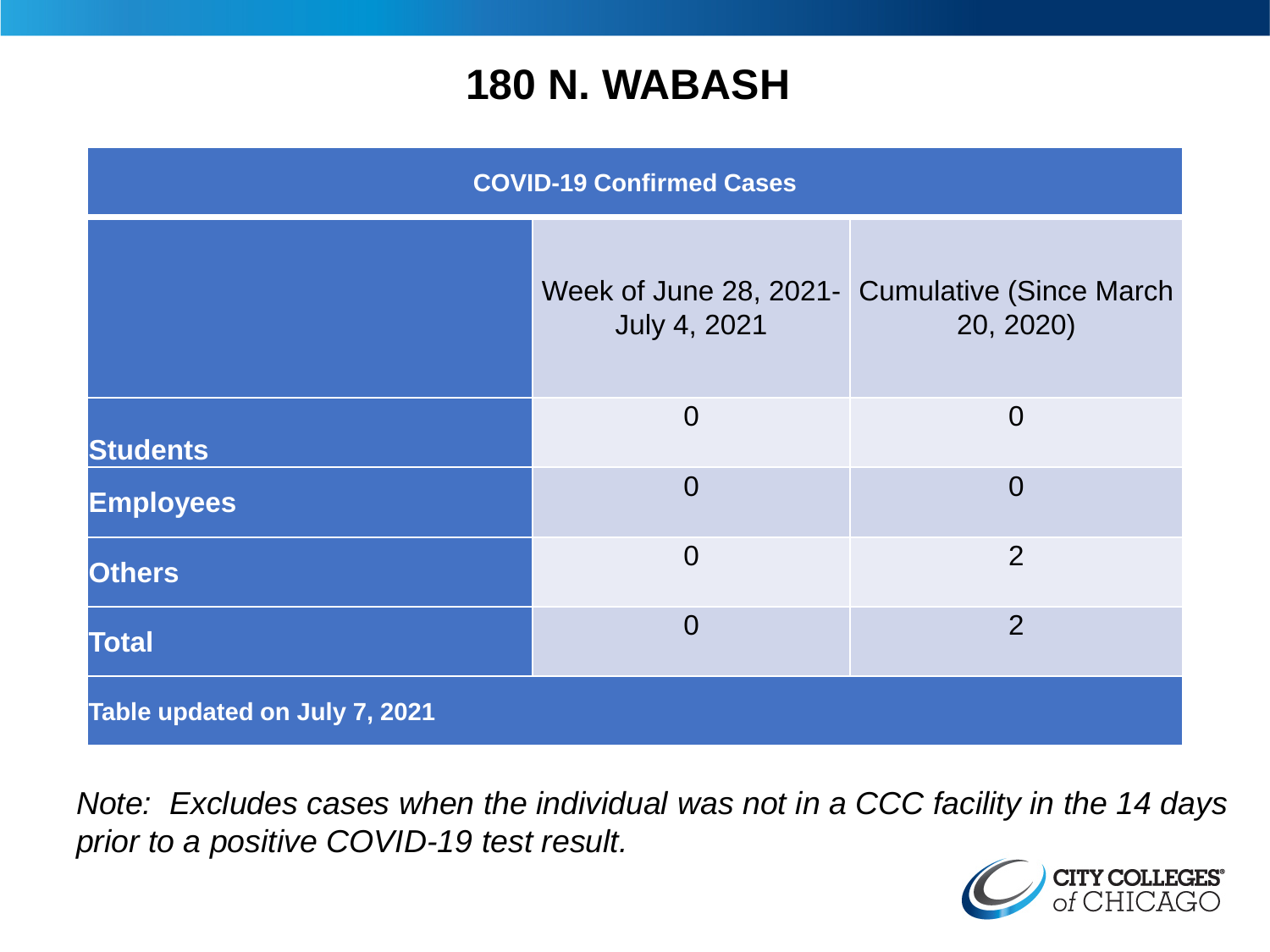# 180 N. WABASH

| COVID-19 Confirmed Cases | | |
|---|---|---|
| | Week of June 28, 2021- July 4, 2021 | Cumulative (Since March 20, 2020) |
| **Students** | 0 | 0 |
| **Employees** | 0 | 0 |
| **Others** | 0 | 2 |
| **Total** | 0 | 2 |
| **Table updated on July 7, 2021** | | |

*Note: Excludes cases when the individual was not in a CCC facility in the 14 days prior to a positive COVID-19 test result.*

CITY COLLEGES of CHICAGO